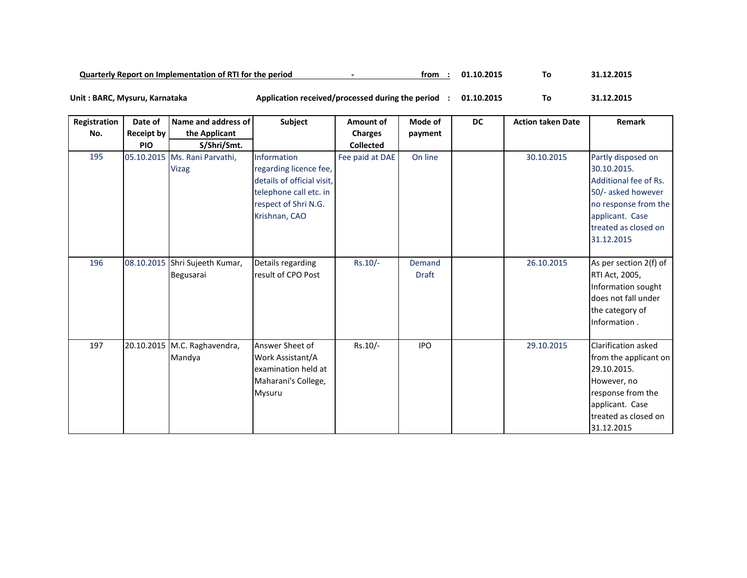**Quarterly Report on Implementation of RTI for the period - from : 01.10.2015 To 31.12.2015**

**Unit : BARC, Mysuru, Karnataka** **Application received/processed during the period : 01.10.2015 To 31.12.2015**

| Registration No. | Date of Receipt by PIO | Name and address of the Applicant S/Shri/Smt. | Subject | Amount of Charges Collected | Mode of payment | DC | Action taken Date | Remark |
|---|---|---|---|---|---|---|---|---|
| 195 | 05.10.2015 | Ms. Rani Parvathi, Vizag | Information regarding licence fee, details of official visit, telephone call etc. in respect of Shri N.G. Krishnan, CAO | Fee paid at DAE | On line | | 30.10.2015 | Partly disposed on 30.10.2015. Additional fee of Rs. 50/- asked however no response from the applicant. Case treated as closed on 31.12.2015 |
| 196 | 08.10.2015 | Shri Sujeeth Kumar, Begusarai | Details regarding result of CPO Post | Rs.10/- | Demand Draft | | 26.10.2015 | As per section 2(f) of RTI Act, 2005, Information sought does not fall under the category of Information . |
| 197 | 20.10.2015 | M.C. Raghavendra, Mandya | Answer Sheet of Work Assistant/A examination held at Maharani's College, Mysuru | Rs.10/- | IPO | | 29.10.2015 | Clarification asked from the applicant on 29.10.2015. However, no response from the applicant. Case treated as closed on 31.12.2015 |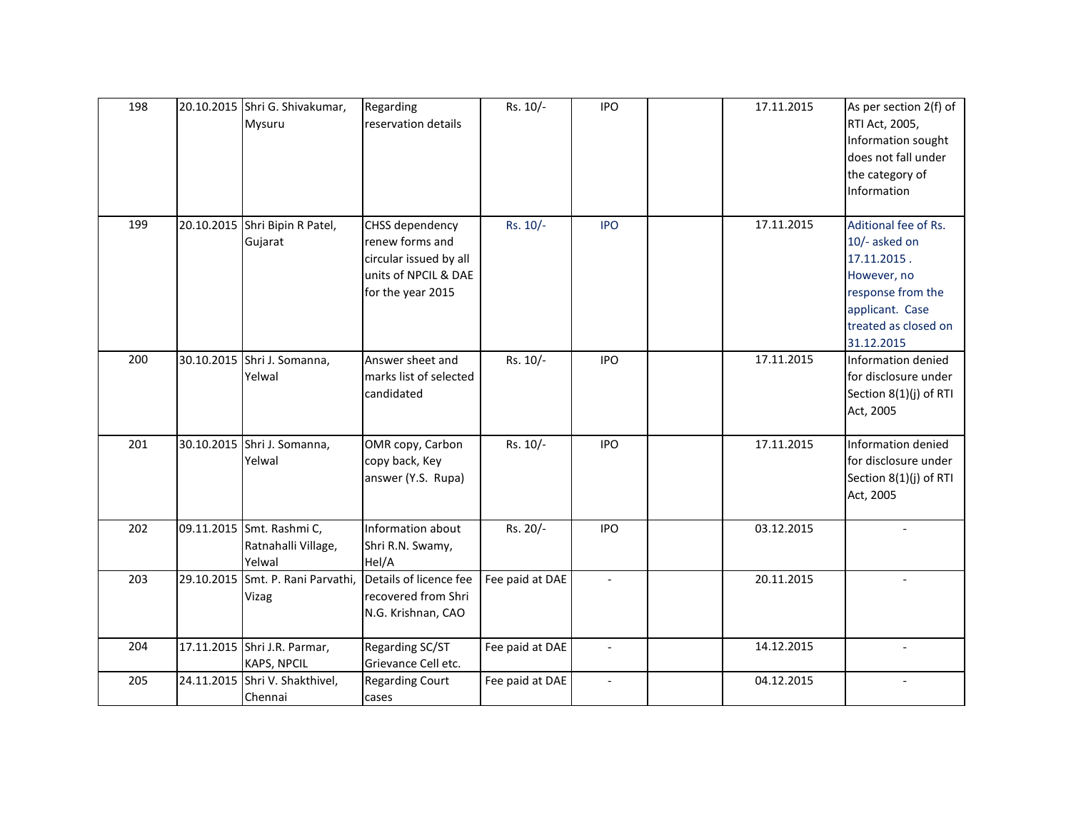| | | | | | | | | |
|---|---|---|---|---|---|---|---|---|
| 198 | 20.10.2015 | Shri G. Shivakumar, Mysuru | Regarding reservation details | Rs. 10/- | IPO | | 17.11.2015 | As per section 2(f) of RTI Act, 2005, Information sought does not fall under the category of Information |
| 199 | 20.10.2015 | Shri Bipin R Patel, Gujarat | CHSS dependency renew forms and circular issued by all units of NPCIL & DAE for the year 2015 | Rs. 10/- | IPO | | 17.11.2015 | Aditional fee of Rs. 10/- asked on 17.11.2015 . However, no response from the applicant. Case treated as closed on 31.12.2015 |
| 200 | 30.10.2015 | Shri J. Somanna, Yelwal | Answer sheet and marks list of selected candidated | Rs. 10/- | IPO | | 17.11.2015 | Information denied for disclosure under Section 8(1)(j) of RTI Act, 2005 |
| 201 | 30.10.2015 | Shri J. Somanna, Yelwal | OMR copy, Carbon copy back, Key answer (Y.S. Rupa) | Rs. 10/- | IPO | | 17.11.2015 | Information denied for disclosure under Section 8(1)(j) of RTI Act, 2005 |
| 202 | 09.11.2015 | Smt. Rashmi C, Ratnahalli Village, Yelwal | Information about Shri R.N. Swamy, Hel/A | Rs. 20/- | IPO | | 03.12.2015 | - |
| 203 | 29.10.2015 | Smt. P. Rani Parvathi, Vizag | Details of licence fee recovered from Shri N.G. Krishnan, CAO | Fee paid at DAE | - | | 20.11.2015 | - |
| 204 | 17.11.2015 | Shri J.R. Parmar, KAPS, NPCIL | Regarding SC/ST Grievance Cell etc. | Fee paid at DAE | - | | 14.12.2015 | - |
| 205 | 24.11.2015 | Shri V. Shakthivel, Chennai | Regarding Court cases | Fee paid at DAE | - | | 04.12.2015 | - |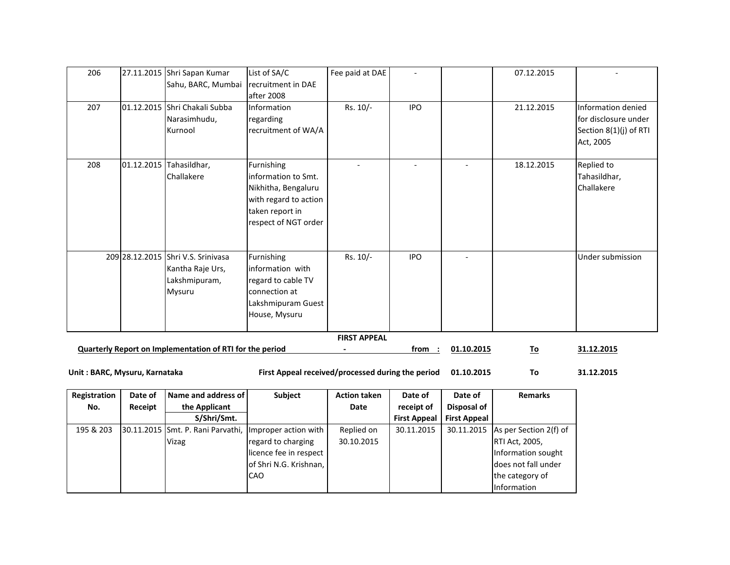| | | | | | | | | |
|---|---|---|---|---|---|---|---|---|
| 206 | 27.11.2015 | Shri Sapan Kumar Sahu, BARC, Mumbai | List of SA/C recruitment in DAE after 2008 | Fee paid at DAE | - | | 07.12.2015 | - |
| 207 | 01.12.2015 | Shri Chakali Subba Narasimhudu, Kurnool | Information regarding recruitment of WA/A | Rs. 10/- | IPO | | 21.12.2015 | Information denied for disclosure under Section 8(1)(j) of RTI Act, 2005 |
| 208 | 01.12.2015 | Tahasildhar, Challakere | Furnishing information to Smt. Nikhitha, Bengaluru with regard to action taken report in respect of NGT order | - | - | - | 18.12.2015 | Replied to Tahasildhar, Challakere |
| 209 | 28.12.2015 | Shri V.S. Srinivasa Kantha Raje Urs, Lakshmipuram, Mysuru | Furnishing information with regard to cable TV connection at Lakshmipuram Guest House, Mysuru | Rs. 10/- | IPO | - | | Under submission |

**FIRST APPEAL**

**Quarterly Report on Implementation of RTI for the period - from : 01.10.2015 To 31.12.2015**

**Unit : BARC, Mysuru, Karnataka** **First Appeal received/processed during the period 01.10.2015 To 31.12.2015**

| Registration No. | Date of Receipt | Name and address of the Applicant S/Shri/Smt. | Subject | Action taken Date | Date of receipt of First Appeal | Date of Disposal of First Appeal | Remarks |
|---|---|---|---|---|---|---|---|
| 195 & 203 | 30.11.2015 | Smt. P. Rani Parvathi, Vizag | Improper action with regard to charging licence fee in respect of Shri N.G. Krishnan, CAO | Replied on 30.10.2015 | 30.11.2015 | 30.11.2015 | As per Section 2(f) of RTI Act, 2005, Information sought does not fall under the category of Information |